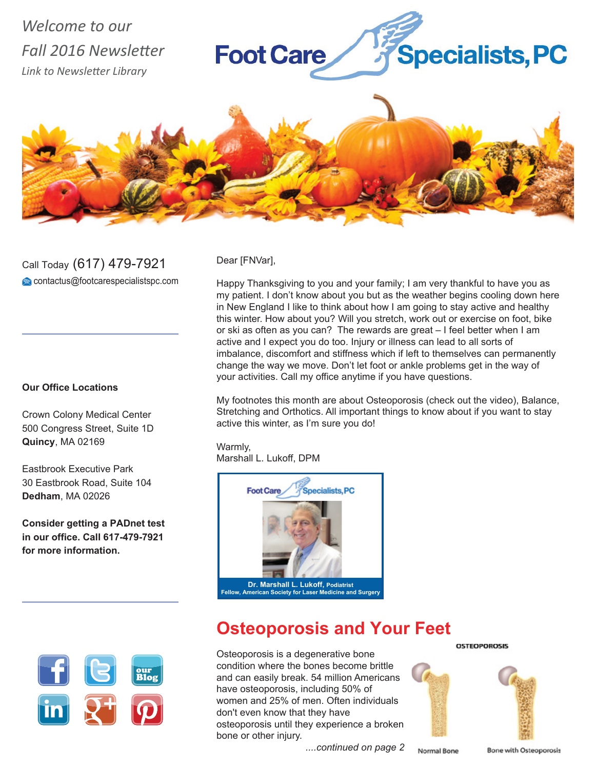*Welcome to our*

*Fall 2016 Newsletter*

*Link to Newsletter Library*

# Foot Care Specialists, PC

Call Today (617) 479-7921

contactus@footcarespecialistspc.com

**Our Office Locations**

Crown Colony Medical Center
500 Congress Street, Suite 1D
**Quincy**, MA 02169

Eastbrook Executive Park
30 Eastbrook Road, Suite 104
**Dedham**, MA 02026

**Consider getting a PADnet test in our office. Call 617-479-7921 for more information.**

Dear [FNVar],

Happy Thanksgiving to you and your family; I am very thankful to have you as my patient. I don't know about you but as the weather begins cooling down here in New England I like to think about how I am going to stay active and healthy this winter. How about you? Will you stretch, work out or exercise on foot, bike or ski as often as you can? The rewards are great – I feel better when I am active and I expect you do too. Injury or illness can lead to all sorts of imbalance, discomfort and stiffness which if left to themselves can permanently change the way we move. Don't let foot or ankle problems get in the way of your activities. Call my office anytime if you have questions.

My footnotes this month are about Osteoporosis (check out the video), Balance, Stretching and Orthotics. All important things to know about if you want to stay active this winter, as I'm sure you do!

Warmly,
Marshall L. Lukoff, DPM

Foot Care Specialists, PC

**Dr. Marshall L. Lukoff, Podiatrist**
**Fellow, American Society for Laser Medicine and Surgery**

## Osteoporosis and Your Feet

Osteoporosis is a degenerative bone condition where the bones become brittle and can easily break. 54 million Americans have osteoporosis, including 50% of women and 25% of men. Often individuals don't even know that they have osteoporosis until they experience a broken bone or other injury.

*....continued on page 2*

OSTEOPOROSIS

Normal Bone — Bone with Osteoporosis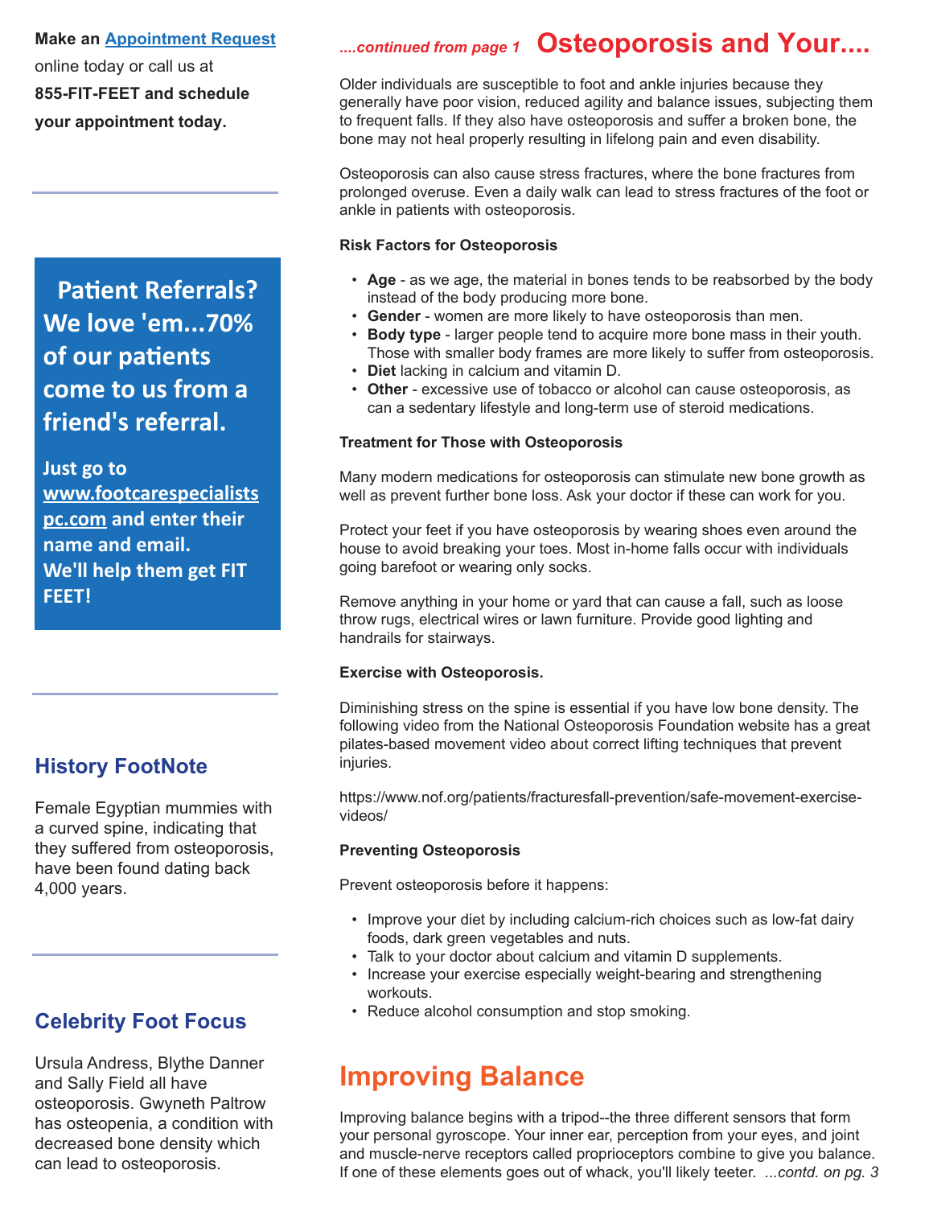Make an [Appointment Request](#) online today or call us at **855-FIT-FEET and schedule your appointment today.**

---

**Patient Referrals? We love 'em...70% of our patients come to us from a friend's referral.**

**Just go to [www.footcarespecialistspc.com](http://www.footcarespecialistspc.com) and enter their name and email. We'll help them get FIT FEET!**

---

## History FootNote

Female Egyptian mummies with a curved spine, indicating that they suffered from osteoporosis, have been found dating back 4,000 years.

---

## Celebrity Foot Focus

Ursula Andress, Blythe Danner and Sally Field all have osteoporosis. Gwyneth Paltrow has osteopenia, a condition with decreased bone density which can lead to osteoporosis.

---

*....continued from page 1*

# Osteoporosis and Your....

Older individuals are susceptible to foot and ankle injuries because they generally have poor vision, reduced agility and balance issues, subjecting them to frequent falls. If they also have osteoporosis and suffer a broken bone, the bone may not heal properly resulting in lifelong pain and even disability.

Osteoporosis can also cause stress fractures, where the bone fractures from prolonged overuse. Even a daily walk can lead to stress fractures of the foot or ankle in patients with osteoporosis.

**Risk Factors for Osteoporosis**

- **Age** - as we age, the material in bones tends to be reabsorbed by the body instead of the body producing more bone.
- **Gender** - women are more likely to have osteoporosis than men.
- **Body type** - larger people tend to acquire more bone mass in their youth. Those with smaller body frames are more likely to suffer from osteoporosis.
- **Diet** lacking in calcium and vitamin D.
- **Other** - excessive use of tobacco or alcohol can cause osteoporosis, as can a sedentary lifestyle and long-term use of steroid medications.

**Treatment for Those with Osteoporosis**

Many modern medications for osteoporosis can stimulate new bone growth as well as prevent further bone loss. Ask your doctor if these can work for you.

Protect your feet if you have osteoporosis by wearing shoes even around the house to avoid breaking your toes. Most in-home falls occur with individuals going barefoot or wearing only socks.

Remove anything in your home or yard that can cause a fall, such as loose throw rugs, electrical wires or lawn furniture. Provide good lighting and handrails for stairways.

**Exercise with Osteoporosis.**

Diminishing stress on the spine is essential if you have low bone density. The following video from the National Osteoporosis Foundation website has a great pilates-based movement video about correct lifting techniques that prevent injuries.

https://www.nof.org/patients/fracturesfall-prevention/safe-movement-exercise-videos/

**Preventing Osteoporosis**

Prevent osteoporosis before it happens:

- Improve your diet by including calcium-rich choices such as low-fat dairy foods, dark green vegetables and nuts.
- Talk to your doctor about calcium and vitamin D supplements.
- Increase your exercise especially weight-bearing and strengthening workouts.
- Reduce alcohol consumption and stop smoking.

# Improving Balance

Improving balance begins with a tripod--the three different sensors that form your personal gyroscope. Your inner ear, perception from your eyes, and joint and muscle-nerve receptors called proprioceptors combine to give you balance. If one of these elements goes out of whack, you'll likely teeter. *...contd. on pg. 3*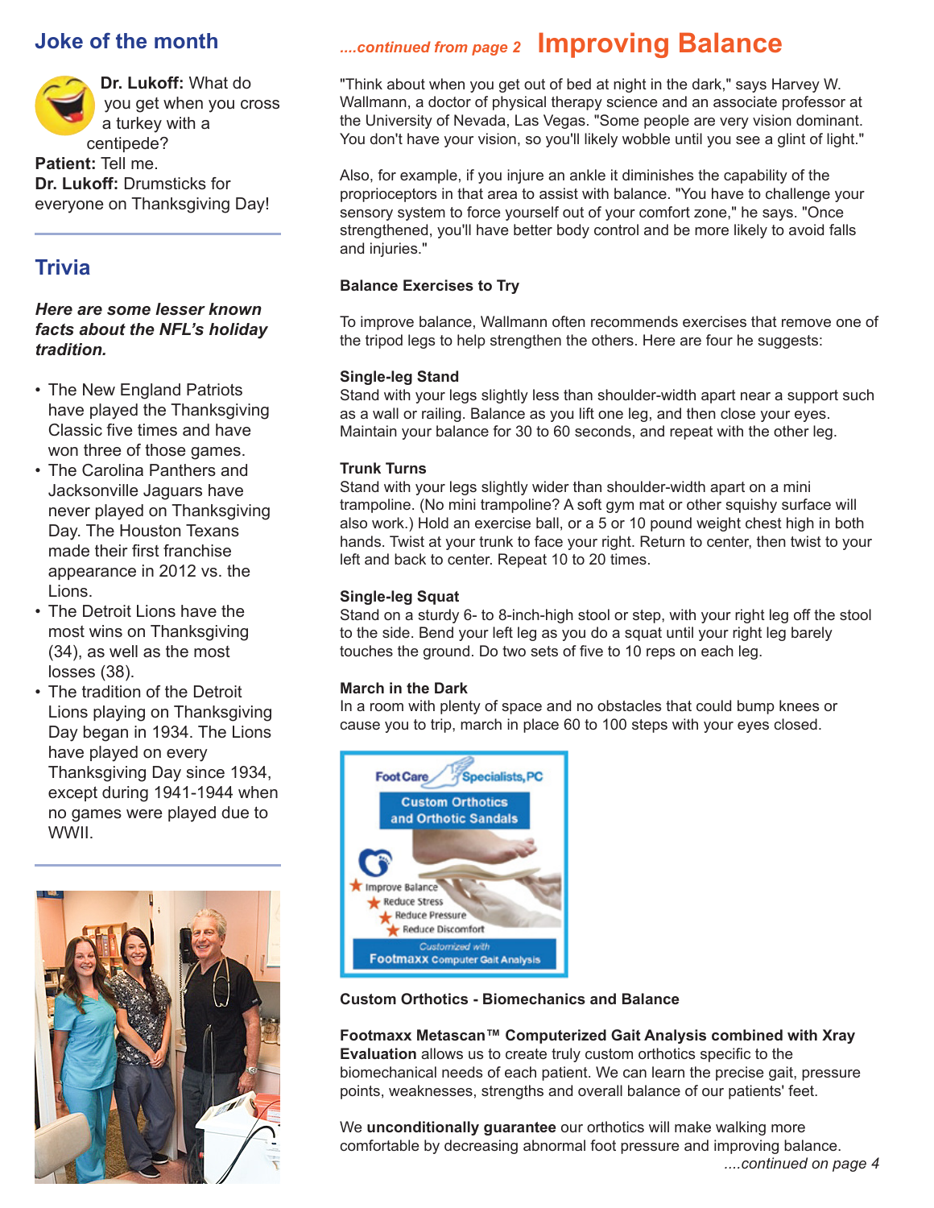## Joke of the month

**Dr. Lukoff:** What do you get when you cross a turkey with a centipede?
**Patient:** Tell me.
**Dr. Lukoff:** Drumsticks for everyone on Thanksgiving Day!

## Trivia

***Here are some lesser known facts about the NFL's holiday tradition.***

- The New England Patriots have played the Thanksgiving Classic five times and have won three of those games.
- The Carolina Panthers and Jacksonville Jaguars have never played on Thanksgiving Day. The Houston Texans made their first franchise appearance in 2012 vs. the Lions.
- The Detroit Lions have the most wins on Thanksgiving (34), as well as the most losses (38).
- The tradition of the Detroit Lions playing on Thanksgiving Day began in 1934. The Lions have played on every Thanksgiving Day since 1934, except during 1941-1944 when no games were played due to WWII.

*....continued from page 2*

## Improving Balance

"Think about when you get out of bed at night in the dark," says Harvey W. Wallmann, a doctor of physical therapy science and an associate professor at the University of Nevada, Las Vegas. "Some people are very vision dominant. You don't have your vision, so you'll likely wobble until you see a glint of light."

Also, for example, if you injure an ankle it diminishes the capability of the proprioceptors in that area to assist with balance. "You have to challenge your sensory system to force yourself out of your comfort zone," he says. "Once strengthened, you'll have better body control and be more likely to avoid falls and injuries."

**Balance Exercises to Try**

To improve balance, Wallmann often recommends exercises that remove one of the tripod legs to help strengthen the others. Here are four he suggests:

**Single-leg Stand**
Stand with your legs slightly less than shoulder-width apart near a support such as a wall or railing. Balance as you lift one leg, and then close your eyes. Maintain your balance for 30 to 60 seconds, and repeat with the other leg.

**Trunk Turns**
Stand with your legs slightly wider than shoulder-width apart on a mini trampoline. (No mini trampoline? A soft gym mat or other squishy surface will also work.) Hold an exercise ball, or a 5 or 10 pound weight chest high in both hands. Twist at your trunk to face your right. Return to center, then twist to your left and back to center. Repeat 10 to 20 times.

**Single-leg Squat**
Stand on a sturdy 6- to 8-inch-high stool or step, with your right leg off the stool to the side. Bend your left leg as you do a squat until your right leg barely touches the ground. Do two sets of five to 10 reps on each leg.

**March in the Dark**
In a room with plenty of space and no obstacles that could bump knees or cause you to trip, march in place 60 to 100 steps with your eyes closed.

**Custom Orthotics - Biomechanics and Balance**

**Footmaxx Metascan™ Computerized Gait Analysis combined with Xray Evaluation** allows us to create truly custom orthotics specific to the biomechanical needs of each patient. We can learn the precise gait, pressure points, weaknesses, strengths and overall balance of our patients' feet.

We **unconditionally guarantee** our orthotics will make walking more comfortable by decreasing abnormal foot pressure and improving balance.

*....continued on page 4*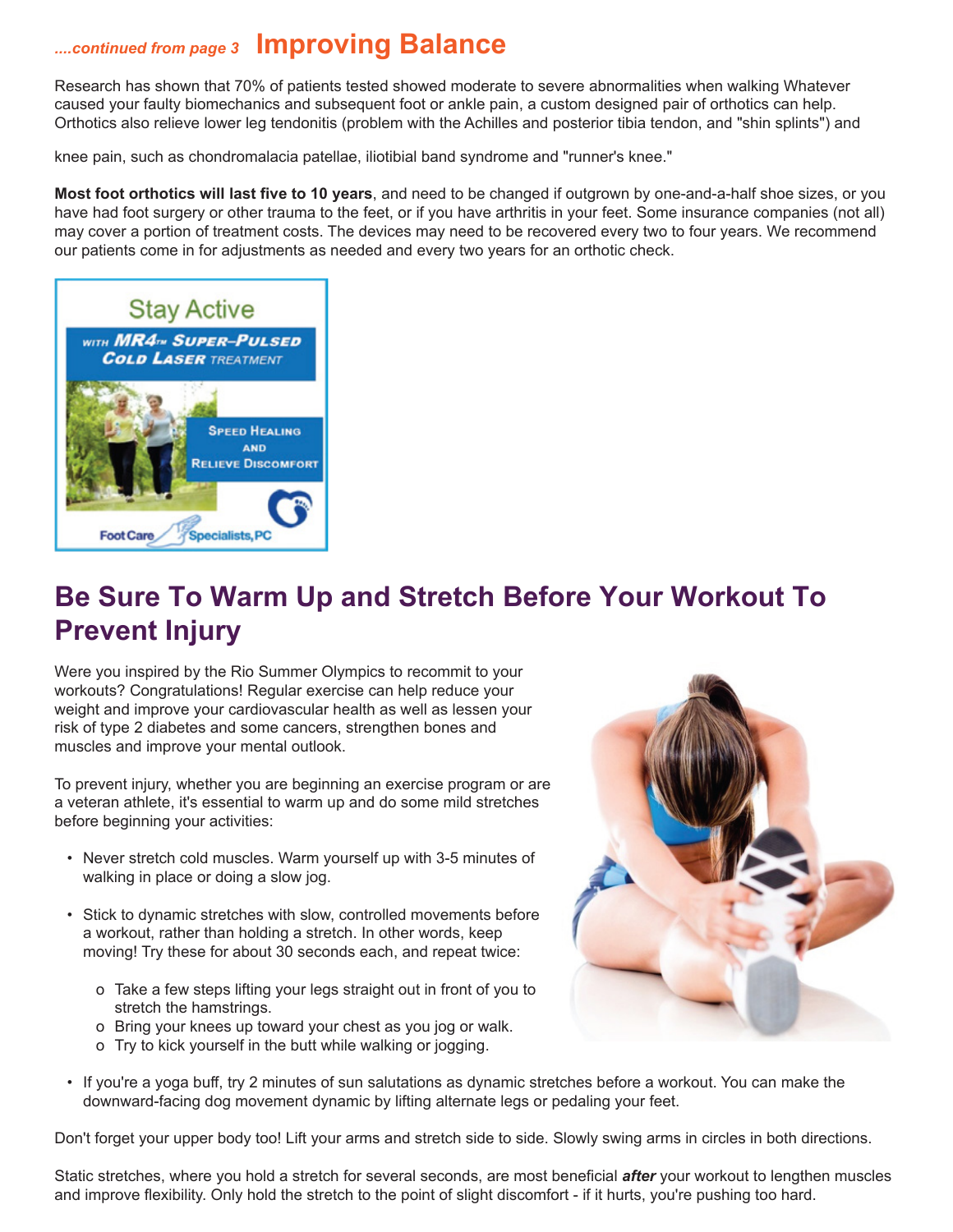*....continued from page 3* **Improving Balance**

Research has shown that 70% of patients tested showed moderate to severe abnormalities when walking Whatever caused your faulty biomechanics and subsequent foot or ankle pain, a custom designed pair of orthotics can help. Orthotics also relieve lower leg tendonitis (problem with the Achilles and posterior tibia tendon, and "shin splints") and

knee pain, such as chondromalacia patellae, iliotibial band syndrome and "runner's knee."

**Most foot orthotics will last five to 10 years**, and need to be changed if outgrown by one-and-a-half shoe sizes, or you have had foot surgery or other trauma to the feet, or if you have arthritis in your feet. Some insurance companies (not all) may cover a portion of treatment costs. The devices may need to be recovered every two to four years. We recommend our patients come in for adjustments as needed and every two years for an orthotic check.

Stay Active

WITH MR4™ SUPER-PULSED COLD LASER TREATMENT

SPEED HEALING AND RELIEVE DISCOMFORT

Foot Care Specialists, PC

## Be Sure To Warm Up and Stretch Before Your Workout To Prevent Injury

Were you inspired by the Rio Summer Olympics to recommit to your workouts? Congratulations! Regular exercise can help reduce your weight and improve your cardiovascular health as well as lessen your risk of type 2 diabetes and some cancers, strengthen bones and muscles and improve your mental outlook.

To prevent injury, whether you are beginning an exercise program or are a veteran athlete, it's essential to warm up and do some mild stretches before beginning your activities:

- Never stretch cold muscles. Warm yourself up with 3-5 minutes of walking in place or doing a slow jog.
- Stick to dynamic stretches with slow, controlled movements before a workout, rather than holding a stretch. In other words, keep moving! Try these for about 30 seconds each, and repeat twice:
  - Take a few steps lifting your legs straight out in front of you to stretch the hamstrings.
  - Bring your knees up toward your chest as you jog or walk.
  - Try to kick yourself in the butt while walking or jogging.
- If you're a yoga buff, try 2 minutes of sun salutations as dynamic stretches before a workout. You can make the downward-facing dog movement dynamic by lifting alternate legs or pedaling your feet.

Don't forget your upper body too! Lift your arms and stretch side to side. Slowly swing arms in circles in both directions.

Static stretches, where you hold a stretch for several seconds, are most beneficial ***after*** your workout to lengthen muscles and improve flexibility. Only hold the stretch to the point of slight discomfort - if it hurts, you're pushing too hard.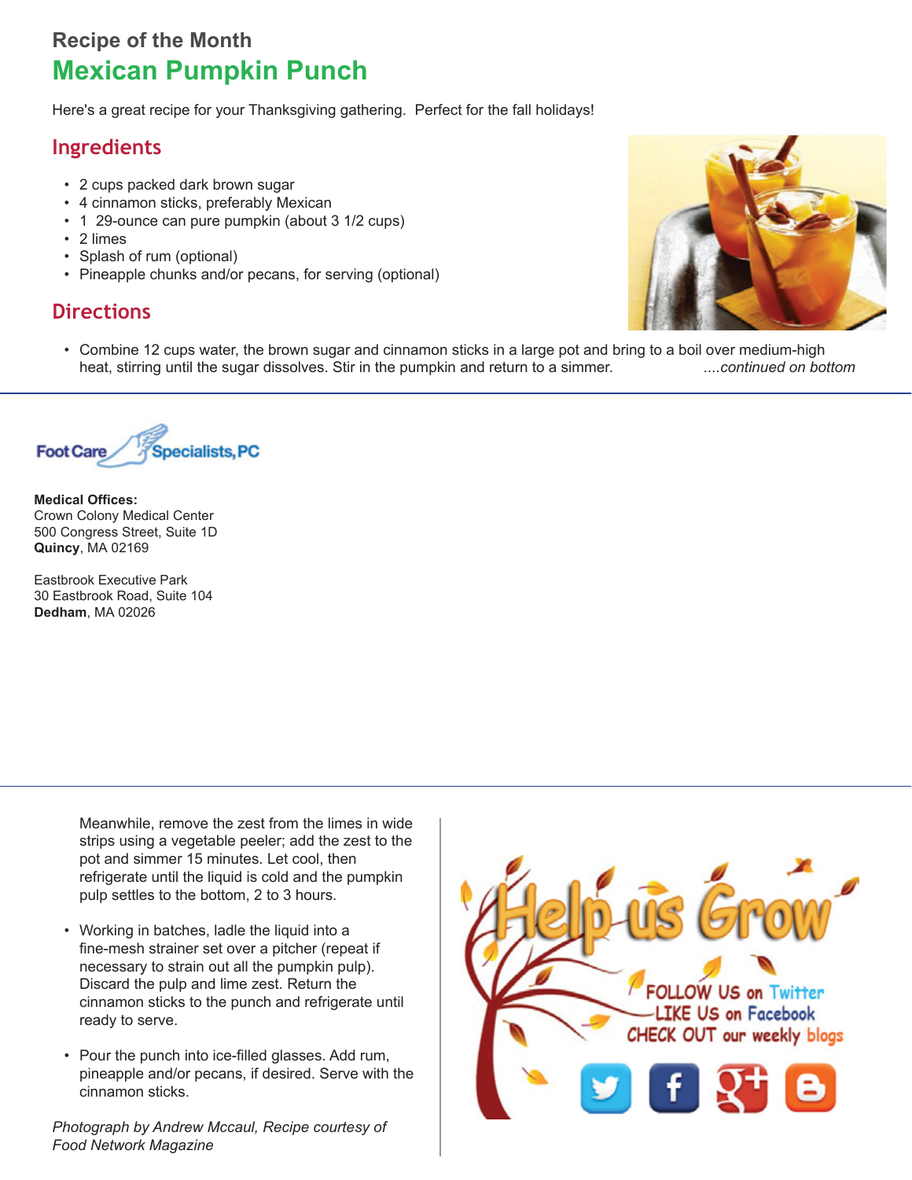### Recipe of the Month

## Mexican Pumpkin Punch

Here's a great recipe for your Thanksgiving gathering. Perfect for the fall holidays!

### Ingredients

- 2 cups packed dark brown sugar
- 4 cinnamon sticks, preferably Mexican
- 1 29-ounce can pure pumpkin (about 3 1/2 cups)
- 2 limes
- Splash of rum (optional)
- Pineapple chunks and/or pecans, for serving (optional)

### Directions

- Combine 12 cups water, the brown sugar and cinnamon sticks in a large pot and bring to a boil over medium-high heat, stirring until the sugar dissolves. Stir in the pumpkin and return to a simmer. *....continued on bottom*

Foot Care Specialists, PC

**Medical Offices:**
Crown Colony Medical Center
500 Congress Street, Suite 1D
**Quincy**, MA 02169

Eastbrook Executive Park
30 Eastbrook Road, Suite 104
**Dedham**, MA 02026

Meanwhile, remove the zest from the limes in wide strips using a vegetable peeler; add the zest to the pot and simmer 15 minutes. Let cool, then refrigerate until the liquid is cold and the pumpkin pulp settles to the bottom, 2 to 3 hours.

- Working in batches, ladle the liquid into a fine-mesh strainer set over a pitcher (repeat if necessary to strain out all the pumpkin pulp). Discard the pulp and lime zest. Return the cinnamon sticks to the punch and refrigerate until ready to serve.
- Pour the punch into ice-filled glasses. Add rum, pineapple and/or pecans, if desired. Serve with the cinnamon sticks.

*Photograph by Andrew Mccaul, Recipe courtesy of Food Network Magazine*

Help us Grow

FOLLOW US on Twitter
LIKE US on Facebook
CHECK OUT our weekly blogs